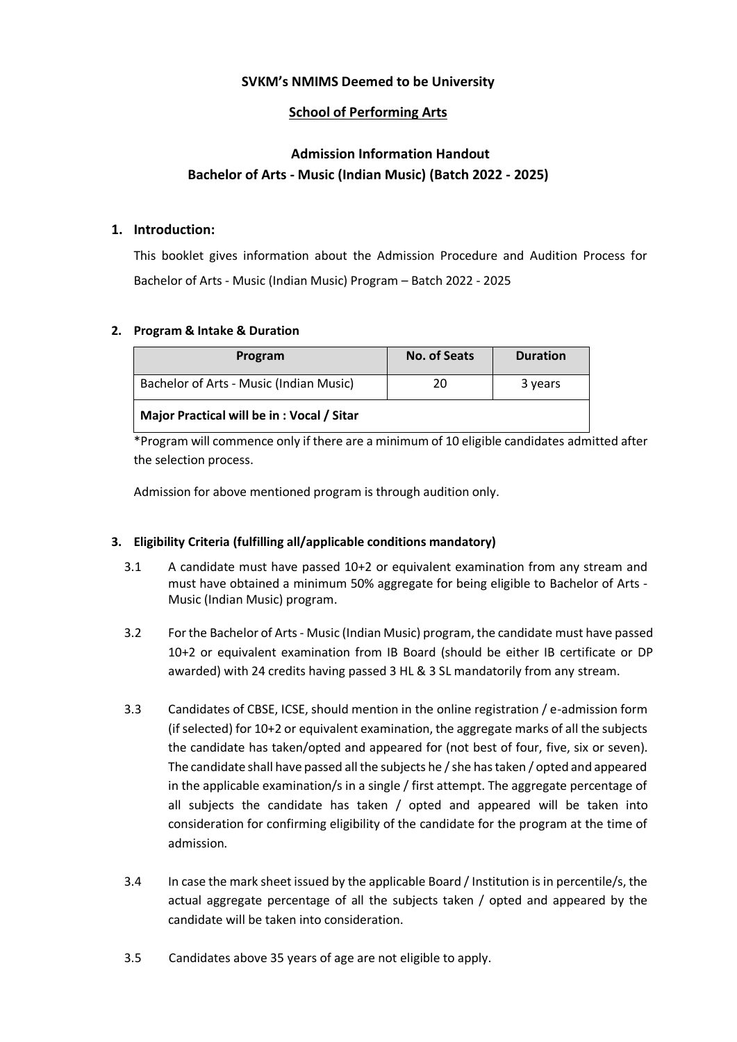# SVKM's NMIMS Deemed to be University

## School of Performing Arts

## Admission Information Handout
## Bachelor of Arts - Music (Indian Music) (Batch 2022 - 2025)

### 1. Introduction:

This booklet gives information about the Admission Procedure and Audition Process for Bachelor of Arts - Music (Indian Music) Program – Batch 2022 - 2025

### 2. Program & Intake & Duration

| Program | No. of Seats | Duration |
|---|---|---|
| Bachelor of Arts - Music (Indian Music) | 20 | 3 years |
| **Major Practical will be in : Vocal / Sitar** | | |

*Program will commence only if there are a minimum of 10 eligible candidates admitted after the selection process.

Admission for above mentioned program is through audition only.

### 3. Eligibility Criteria (fulfilling all/applicable conditions mandatory)

3.1 A candidate must have passed 10+2 or equivalent examination from any stream and must have obtained a minimum 50% aggregate for being eligible to Bachelor of Arts - Music (Indian Music) program.

3.2 For the Bachelor of Arts - Music (Indian Music) program, the candidate must have passed 10+2 or equivalent examination from IB Board (should be either IB certificate or DP awarded) with 24 credits having passed 3 HL & 3 SL mandatorily from any stream.

3.3 Candidates of CBSE, ICSE, should mention in the online registration / e-admission form (if selected) for 10+2 or equivalent examination, the aggregate marks of all the subjects the candidate has taken/opted and appeared for (not best of four, five, six or seven). The candidate shall have passed all the subjects he / she has taken / opted and appeared in the applicable examination/s in a single / first attempt. The aggregate percentage of all subjects the candidate has taken / opted and appeared will be taken into consideration for confirming eligibility of the candidate for the program at the time of admission.

3.4 In case the mark sheet issued by the applicable Board / Institution is in percentile/s, the actual aggregate percentage of all the subjects taken / opted and appeared by the candidate will be taken into consideration.

3.5 Candidates above 35 years of age are not eligible to apply.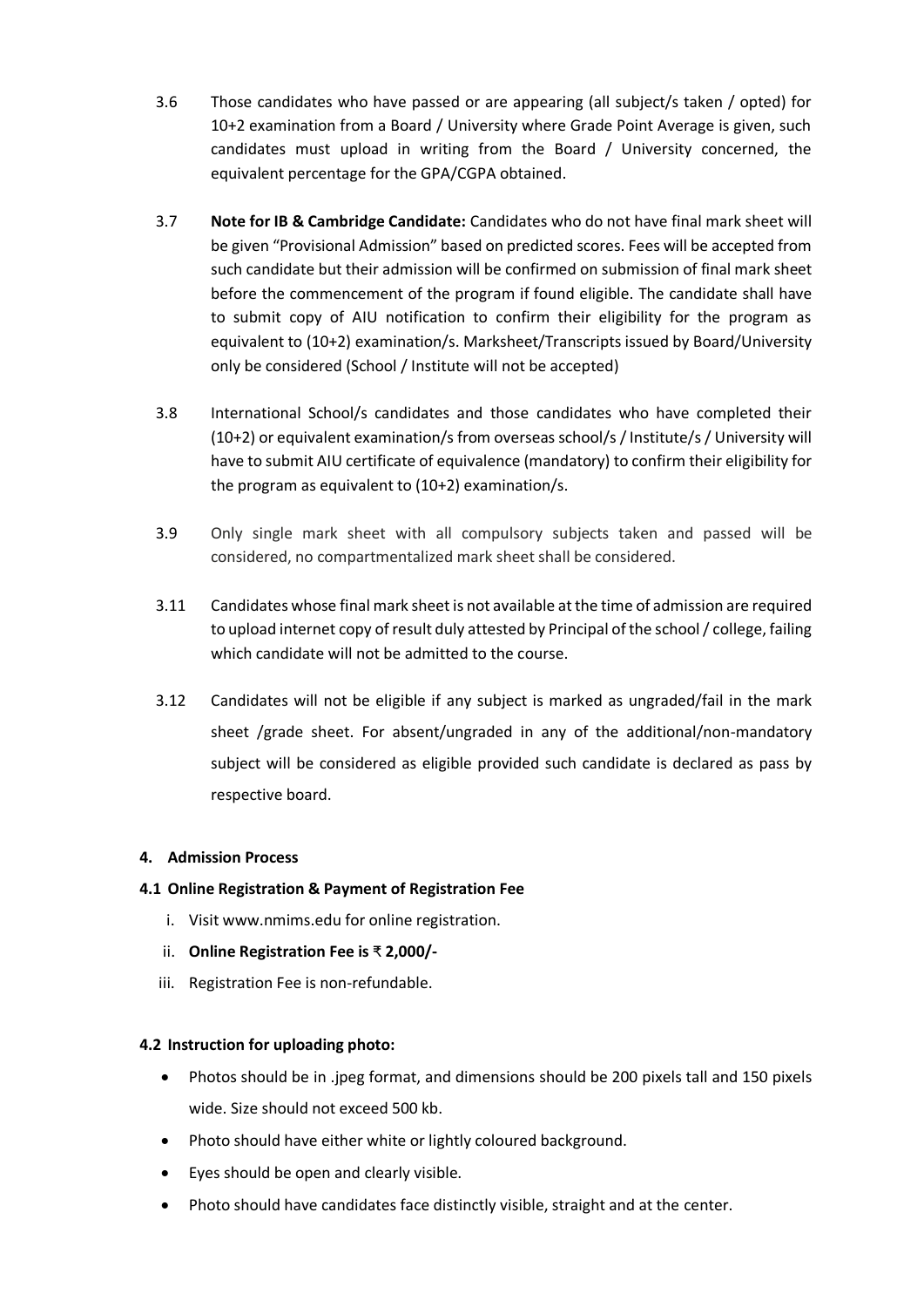3.6 Those candidates who have passed or are appearing (all subject/s taken / opted) for 10+2 examination from a Board / University where Grade Point Average is given, such candidates must upload in writing from the Board / University concerned, the equivalent percentage for the GPA/CGPA obtained.

3.7 **Note for IB & Cambridge Candidate:** Candidates who do not have final mark sheet will be given "Provisional Admission" based on predicted scores. Fees will be accepted from such candidate but their admission will be confirmed on submission of final mark sheet before the commencement of the program if found eligible. The candidate shall have to submit copy of AIU notification to confirm their eligibility for the program as equivalent to (10+2) examination/s. Marksheet/Transcripts issued by Board/University only be considered (School / Institute will not be accepted)

3.8 International School/s candidates and those candidates who have completed their (10+2) or equivalent examination/s from overseas school/s / Institute/s / University will have to submit AIU certificate of equivalence (mandatory) to confirm their eligibility for the program as equivalent to (10+2) examination/s.

3.9 Only single mark sheet with all compulsory subjects taken and passed will be considered, no compartmentalized mark sheet shall be considered.

3.11 Candidates whose final mark sheet is not available at the time of admission are required to upload internet copy of result duly attested by Principal of the school / college, failing which candidate will not be admitted to the course.

3.12 Candidates will not be eligible if any subject is marked as ungraded/fail in the mark sheet /grade sheet. For absent/ungraded in any of the additional/non-mandatory subject will be considered as eligible provided such candidate is declared as pass by respective board.

#### 4. Admission Process

#### 4.1 Online Registration & Payment of Registration Fee

i. Visit www.nmims.edu for online registration.

ii. **Online Registration Fee is ₹ 2,000/-**

iii. Registration Fee is non-refundable.

#### 4.2 Instruction for uploading photo:

- Photos should be in .jpeg format, and dimensions should be 200 pixels tall and 150 pixels wide. Size should not exceed 500 kb.
- Photo should have either white or lightly coloured background.
- Eyes should be open and clearly visible.
- Photo should have candidates face distinctly visible, straight and at the center.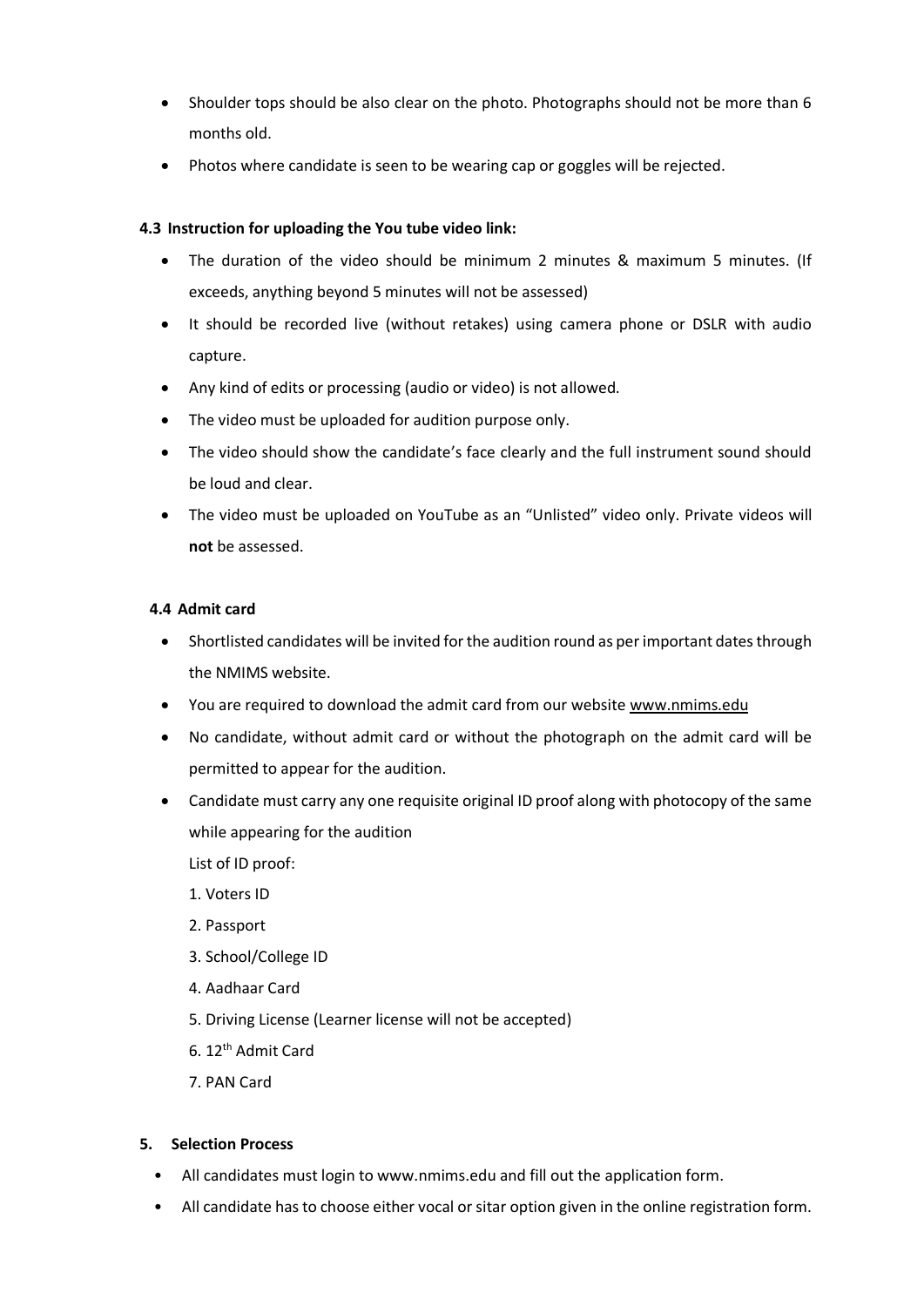- Shoulder tops should be also clear on the photo. Photographs should not be more than 6 months old.
- Photos where candidate is seen to be wearing cap or goggles will be rejected.

### 4.3 Instruction for uploading the You tube video link:

- The duration of the video should be minimum 2 minutes & maximum 5 minutes. (If exceeds, anything beyond 5 minutes will not be assessed)
- It should be recorded live (without retakes) using camera phone or DSLR with audio capture.
- Any kind of edits or processing (audio or video) is not allowed.
- The video must be uploaded for audition purpose only.
- The video should show the candidate's face clearly and the full instrument sound should be loud and clear.
- The video must be uploaded on YouTube as an "Unlisted" video only. Private videos will **not** be assessed.

### 4.4 Admit card

- Shortlisted candidates will be invited for the audition round as per important dates through the NMIMS website.
- You are required to download the admit card from our website www.nmims.edu
- No candidate, without admit card or without the photograph on the admit card will be permitted to appear for the audition.
- Candidate must carry any one requisite original ID proof along with photocopy of the same while appearing for the audition

  List of ID proof:

  1. Voters ID
  2. Passport
  3. School/College ID
  4. Aadhaar Card
  5. Driving License (Learner license will not be accepted)
  6. 12th Admit Card
  7. PAN Card

## 5. Selection Process

- All candidates must login to www.nmims.edu and fill out the application form.
- All candidate has to choose either vocal or sitar option given in the online registration form.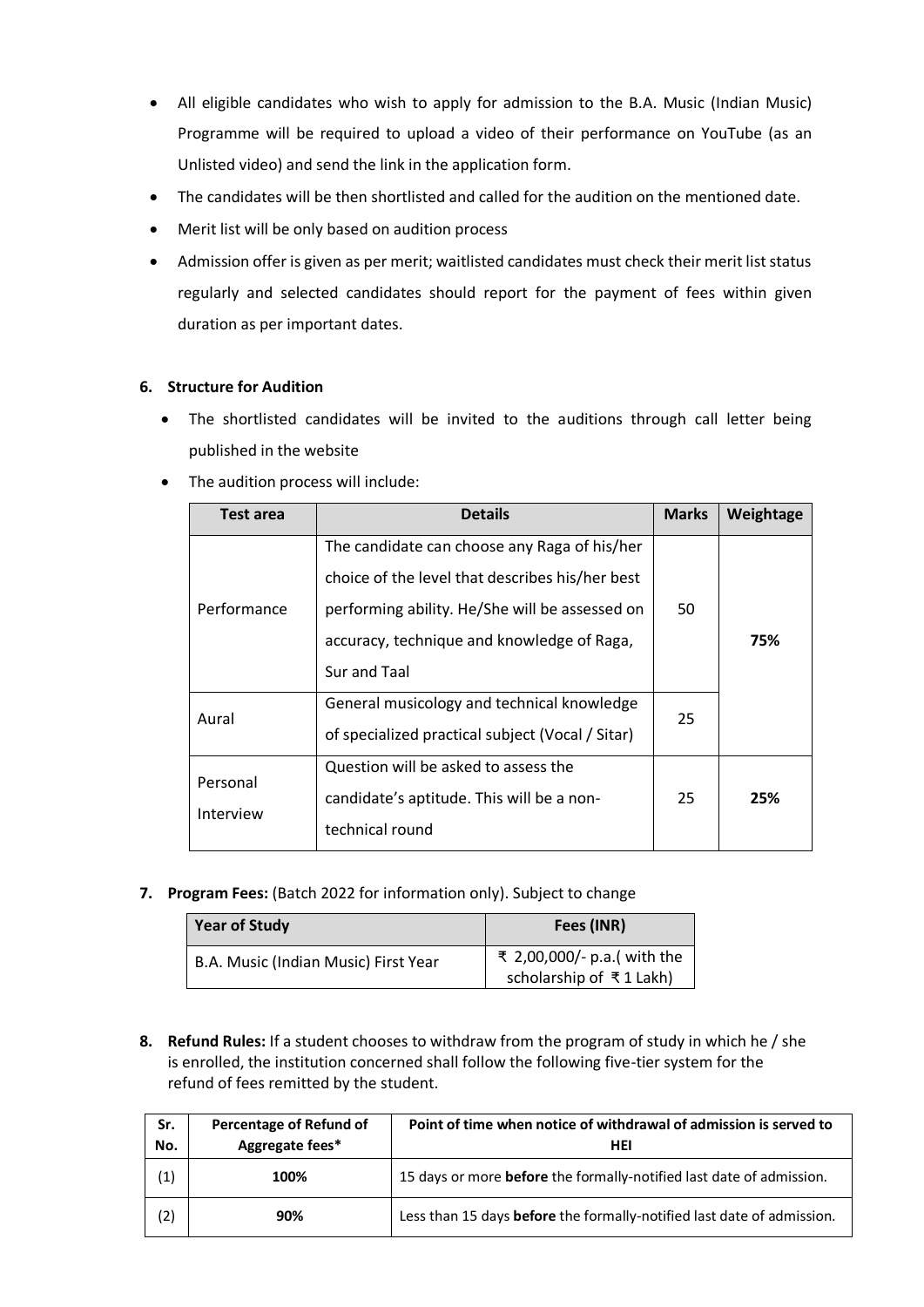- All eligible candidates who wish to apply for admission to the B.A. Music (Indian Music) Programme will be required to upload a video of their performance on YouTube (as an Unlisted video) and send the link in the application form.
- The candidates will be then shortlisted and called for the audition on the mentioned date.
- Merit list will be only based on audition process
- Admission offer is given as per merit; waitlisted candidates must check their merit list status regularly and selected candidates should report for the payment of fees within given duration as per important dates.

**6. Structure for Audition**

- The shortlisted candidates will be invited to the auditions through call letter being published in the website
- The audition process will include:

| Test area | Details | Marks | Weightage |
|---|---|---|---|
| Performance | The candidate can choose any Raga of his/her choice of the level that describes his/her best performing ability. He/She will be assessed on accuracy, technique and knowledge of Raga, Sur and Taal | 50 | **75%** |
| Aural | General musicology and technical knowledge of specialized practical subject (Vocal / Sitar) | 25 | |
| Personal Interview | Question will be asked to assess the candidate's aptitude. This will be a non-technical round | 25 | **25%** |

**7. Program Fees:** (Batch 2022 for information only). Subject to change

| Year of Study | Fees (INR) |
|---|---|
| B.A. Music (Indian Music) First Year | ₹ 2,00,000/- p.a.( with the scholarship of ₹ 1 Lakh) |

**8. Refund Rules:** If a student chooses to withdraw from the program of study in which he / she is enrolled, the institution concerned shall follow the following five-tier system for the refund of fees remitted by the student.

| Sr. No. | Percentage of Refund of Aggregate fees* | Point of time when notice of withdrawal of admission is served to HEI |
|---|---|---|
| (1) | **100%** | 15 days or more **before** the formally-notified last date of admission. |
| (2) | **90%** | Less than 15 days **before** the formally-notified last date of admission. |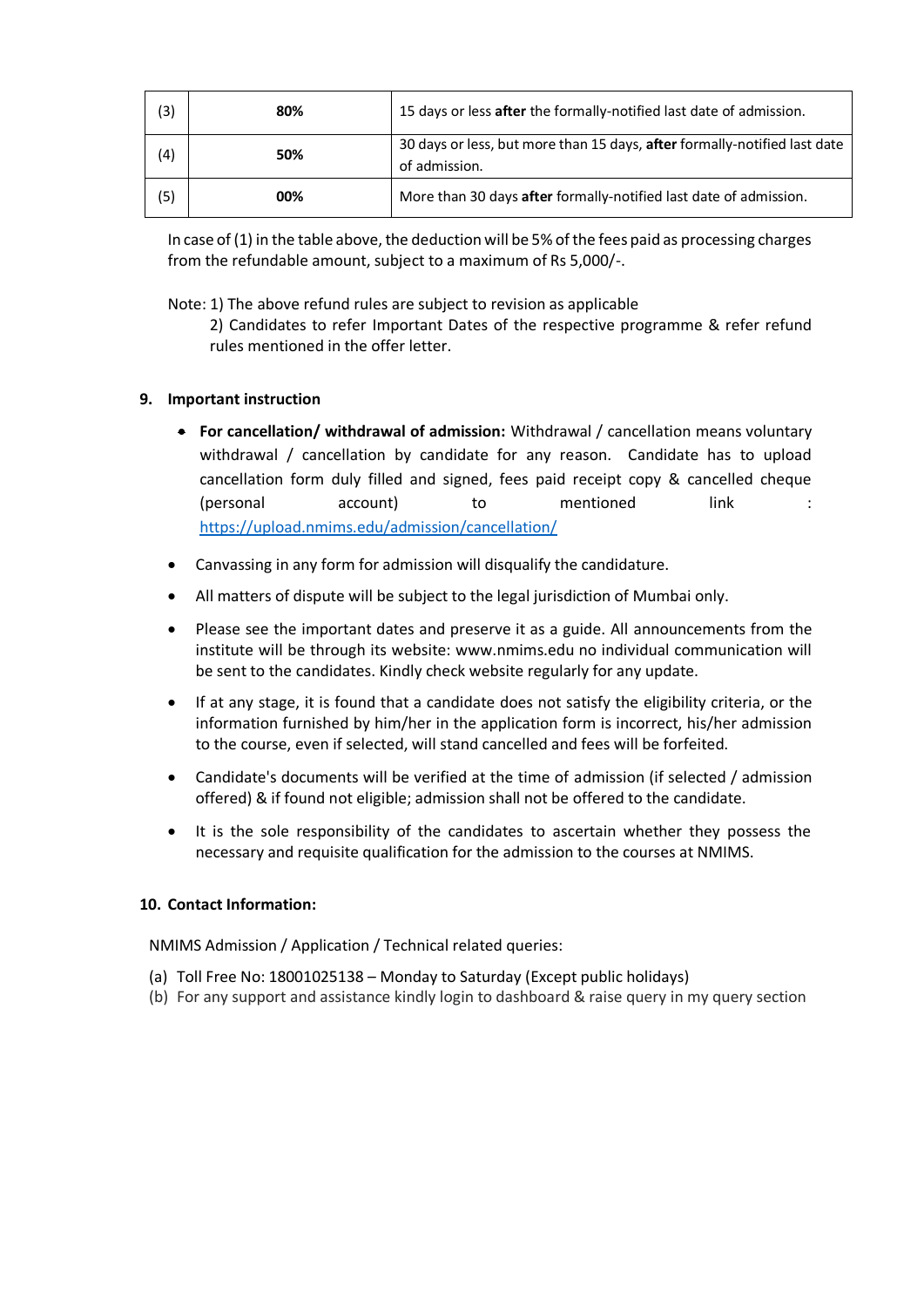| | | |
|---|---|---|
| (3) | **80%** | 15 days or less **after** the formally-notified last date of admission. |
| (4) | **50%** | 30 days or less, but more than 15 days, **after** formally-notified last date of admission. |
| (5) | **00%** | More than 30 days **after** formally-notified last date of admission. |

In case of (1) in the table above, the deduction will be 5% of the fees paid as processing charges from the refundable amount, subject to a maximum of Rs 5,000/-.

Note: 1) The above refund rules are subject to revision as applicable

2) Candidates to refer Important Dates of the respective programme & refer refund rules mentioned in the offer letter.

## 9. Important instruction

- **For cancellation/ withdrawal of admission:** Withdrawal / cancellation means voluntary withdrawal / cancellation by candidate for any reason. Candidate has to upload cancellation form duly filled and signed, fees paid receipt copy & cancelled cheque (personal account) to mentioned link : https://upload.nmims.edu/admission/cancellation/
- Canvassing in any form for admission will disqualify the candidature.
- All matters of dispute will be subject to the legal jurisdiction of Mumbai only.
- Please see the important dates and preserve it as a guide. All announcements from the institute will be through its website: www.nmims.edu no individual communication will be sent to the candidates. Kindly check website regularly for any update.
- If at any stage, it is found that a candidate does not satisfy the eligibility criteria, or the information furnished by him/her in the application form is incorrect, his/her admission to the course, even if selected, will stand cancelled and fees will be forfeited.
- Candidate's documents will be verified at the time of admission (if selected / admission offered) & if found not eligible; admission shall not be offered to the candidate.
- It is the sole responsibility of the candidates to ascertain whether they possess the necessary and requisite qualification for the admission to the courses at NMIMS.

## 10. Contact Information:

NMIMS Admission / Application / Technical related queries:

(a) Toll Free No: 18001025138 – Monday to Saturday (Except public holidays)

(b) For any support and assistance kindly login to dashboard & raise query in my query section